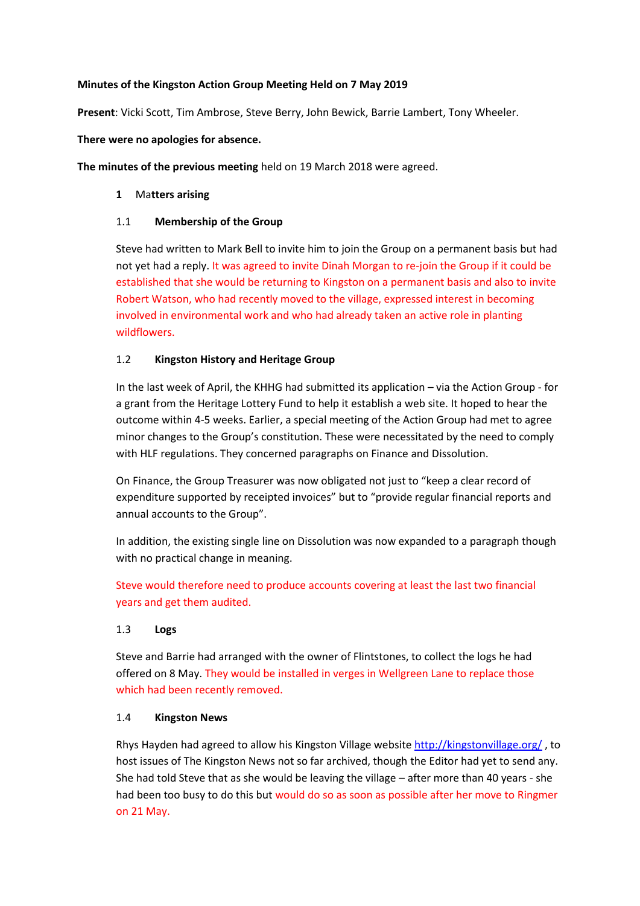**Minutes of the Kingston Action Group Meeting Held on 7 May 2019**

**Present**: Vicki Scott, Tim Ambrose, Steve Berry, John Bewick, Barrie Lambert, Tony Wheeler.

**There were no apologies for absence.**

**The minutes of the previous meeting** held on 19 March 2018 were agreed.

**1 Matters arising**

**1.1 Membership of the Group**

Steve had written to Mark Bell to invite him to join the Group on a permanent basis but had not yet had a reply. It was agreed to invite Dinah Morgan to re-join the Group if it could be established that she would be returning to Kingston on a permanent basis and also to invite Robert Watson, who had recently moved to the village, expressed interest in becoming involved in environmental work and who had already taken an active role in planting wildflowers.

**1.2 Kingston History and Heritage Group**

In the last week of April, the KHHG had submitted its application – via the Action Group - for a grant from the Heritage Lottery Fund to help it establish a web site. It hoped to hear the outcome within 4-5 weeks. Earlier, a special meeting of the Action Group had met to agree minor changes to the Group's constitution. These were necessitated by the need to comply with HLF regulations. They concerned paragraphs on Finance and Dissolution.

On Finance, the Group Treasurer was now obligated not just to "keep a clear record of expenditure supported by receipted invoices" but to "provide regular financial reports and annual accounts to the Group".

In addition, the existing single line on Dissolution was now expanded to a paragraph though with no practical change in meaning.

Steve would therefore need to produce accounts covering at least the last two financial years and get them audited.

**1.3 Logs**

Steve and Barrie had arranged with the owner of Flintstones, to collect the logs he had offered on 8 May. They would be installed in verges in Wellgreen Lane to replace those which had been recently removed.

**1.4 Kingston News**

Rhys Hayden had agreed to allow his Kingston Village website [http://kingstonvillage.org/](http://kingstonvillage.org/) , to host issues of The Kingston News not so far archived, though the Editor had yet to send any. She had told Steve that as she would be leaving the village – after more than 40 years - she had been too busy to do this but would do so as soon as possible after her move to Ringmer on 21 May.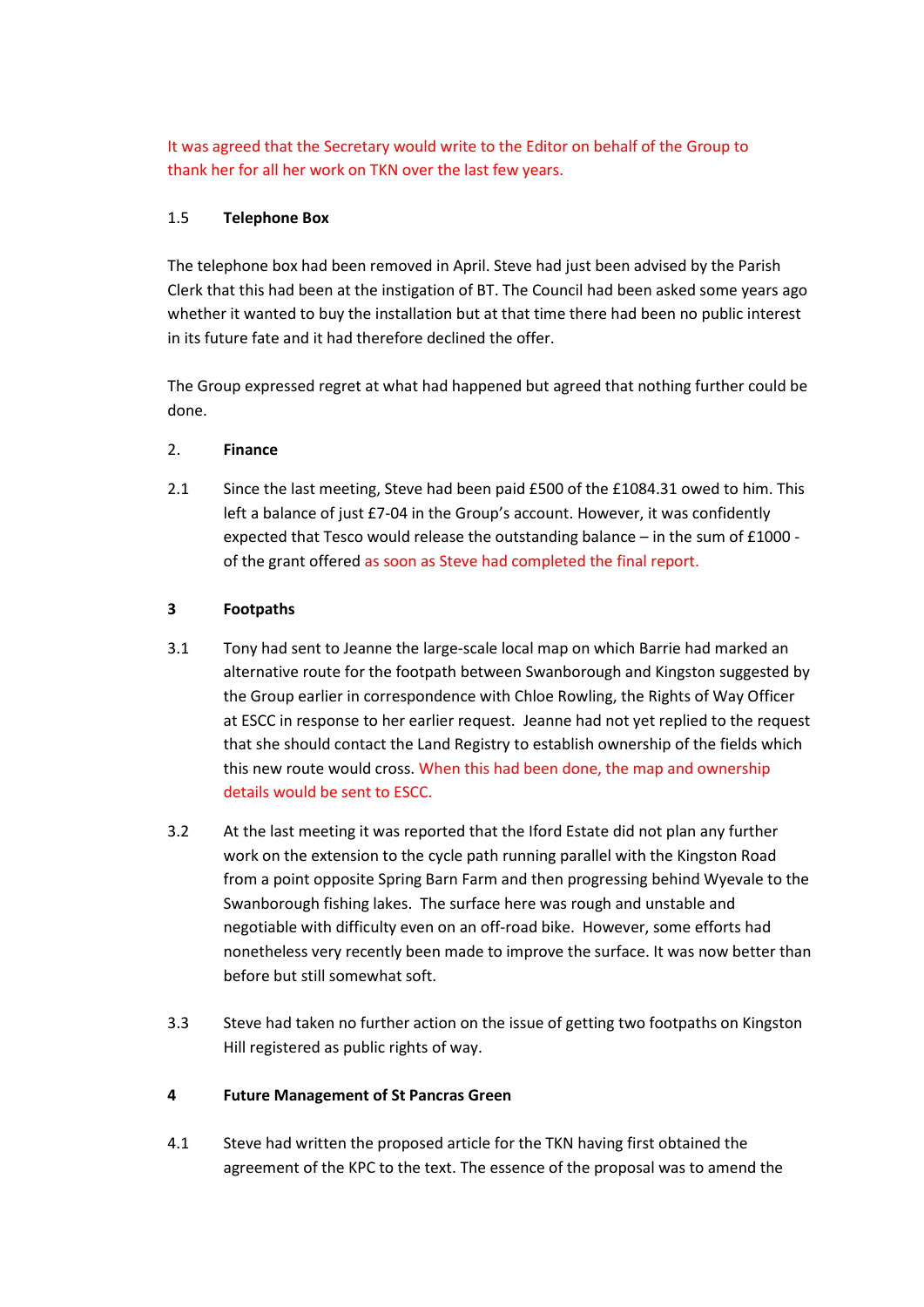It was agreed that the Secretary would write to the Editor on behalf of the Group to thank her for all her work on TKN over the last few years.

1.5 **Telephone Box**

The telephone box had been removed in April. Steve had just been advised by the Parish Clerk that this had been at the instigation of BT. The Council had been asked some years ago whether it wanted to buy the installation but at that time there had been no public interest in its future fate and it had therefore declined the offer.

The Group expressed regret at what had happened but agreed that nothing further could be done.

2. **Finance**

2.1 Since the last meeting, Steve had been paid £500 of the £1084.31 owed to him. This left a balance of just £7-04 in the Group's account. However, it was confidently expected that Tesco would release the outstanding balance – in the sum of £1000 - of the grant offered as soon as Steve had completed the final report.

**3 Footpaths**

3.1 Tony had sent to Jeanne the large-scale local map on which Barrie had marked an alternative route for the footpath between Swanborough and Kingston suggested by the Group earlier in correspondence with Chloe Rowling, the Rights of Way Officer at ESCC in response to her earlier request. Jeanne had not yet replied to the request that she should contact the Land Registry to establish ownership of the fields which this new route would cross. When this had been done, the map and ownership details would be sent to ESCC.

3.2 At the last meeting it was reported that the Iford Estate did not plan any further work on the extension to the cycle path running parallel with the Kingston Road from a point opposite Spring Barn Farm and then progressing behind Wyevale to the Swanborough fishing lakes. The surface here was rough and unstable and negotiable with difficulty even on an off-road bike. However, some efforts had nonetheless very recently been made to improve the surface. It was now better than before but still somewhat soft.

3.3 Steve had taken no further action on the issue of getting two footpaths on Kingston Hill registered as public rights of way.

**4 Future Management of St Pancras Green**

4.1 Steve had written the proposed article for the TKN having first obtained the agreement of the KPC to the text. The essence of the proposal was to amend the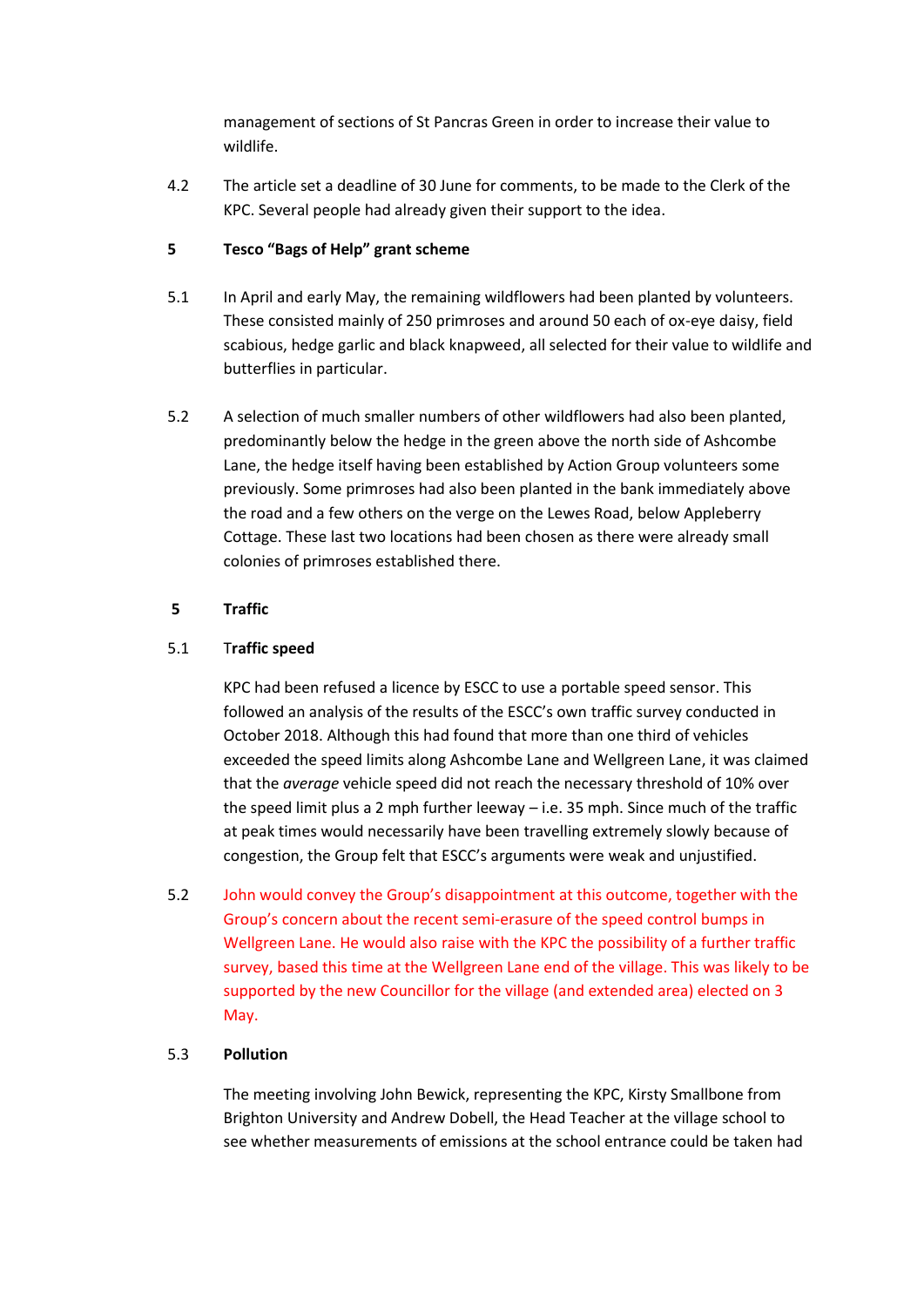management of sections of St Pancras Green in order to increase their value to wildlife.

4.2 The article set a deadline of 30 June for comments, to be made to the Clerk of the KPC. Several people had already given their support to the idea.

**5 Tesco "Bags of Help" grant scheme**

5.1 In April and early May, the remaining wildflowers had been planted by volunteers. These consisted mainly of 250 primroses and around 50 each of ox-eye daisy, field scabious, hedge garlic and black knapweed, all selected for their value to wildlife and butterflies in particular.

5.2 A selection of much smaller numbers of other wildflowers had also been planted, predominantly below the hedge in the green above the north side of Ashcombe Lane, the hedge itself having been established by Action Group volunteers some previously. Some primroses had also been planted in the bank immediately above the road and a few others on the verge on the Lewes Road, below Appleberry Cottage. These last two locations had been chosen as there were already small colonies of primroses established there.

**5 Traffic**

5.1 **Traffic speed**

KPC had been refused a licence by ESCC to use a portable speed sensor. This followed an analysis of the results of the ESCC's own traffic survey conducted in October 2018. Although this had found that more than one third of vehicles exceeded the speed limits along Ashcombe Lane and Wellgreen Lane, it was claimed that the *average* vehicle speed did not reach the necessary threshold of 10% over the speed limit plus a 2 mph further leeway – i.e. 35 mph. Since much of the traffic at peak times would necessarily have been travelling extremely slowly because of congestion, the Group felt that ESCC's arguments were weak and unjustified.

5.2 John would convey the Group's disappointment at this outcome, together with the Group's concern about the recent semi-erasure of the speed control bumps in Wellgreen Lane. He would also raise with the KPC the possibility of a further traffic survey, based this time at the Wellgreen Lane end of the village. This was likely to be supported by the new Councillor for the village (and extended area) elected on 3 May.

5.3 **Pollution**

The meeting involving John Bewick, representing the KPC, Kirsty Smallbone from Brighton University and Andrew Dobell, the Head Teacher at the village school to see whether measurements of emissions at the school entrance could be taken had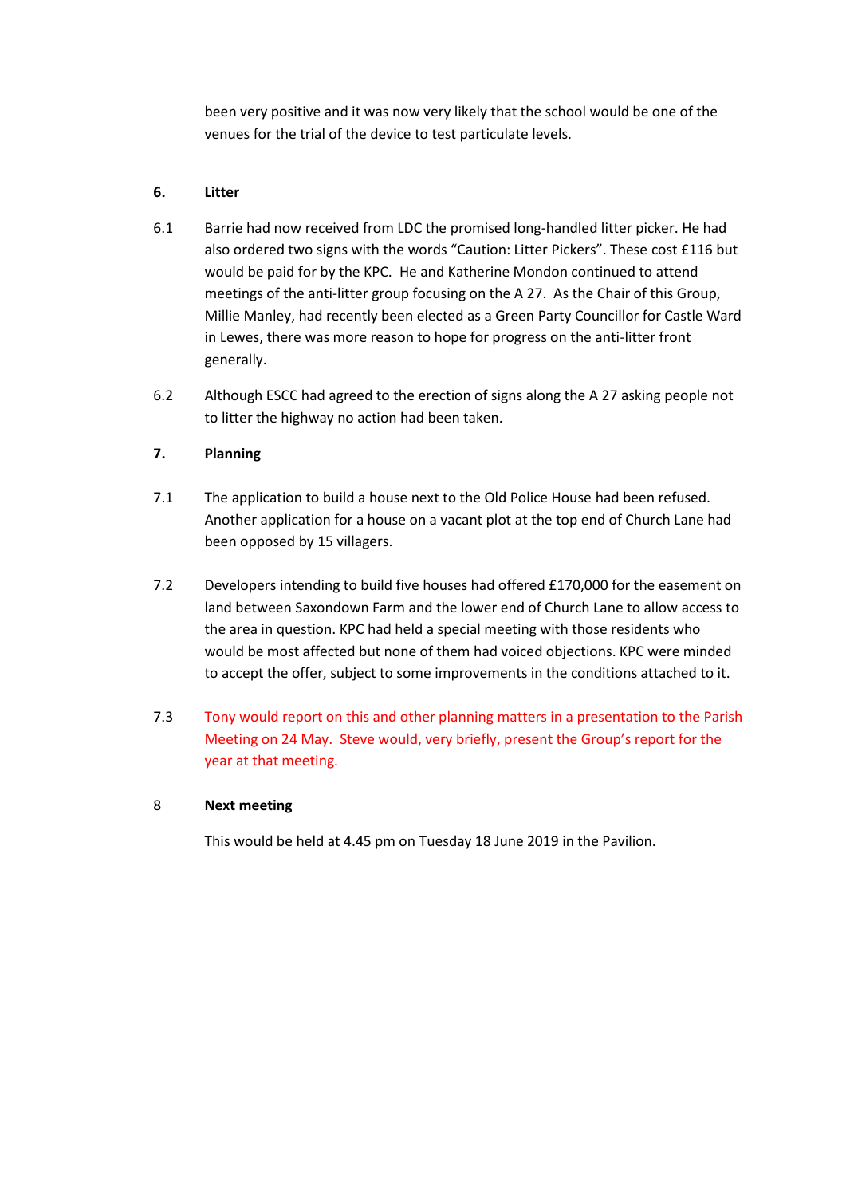been very positive and it was now very likely that the school would be one of the venues for the trial of the device to test particulate levels.

**6. Litter**

6.1 Barrie had now received from LDC the promised long-handled litter picker. He had also ordered two signs with the words "Caution: Litter Pickers". These cost £116 but would be paid for by the KPC. He and Katherine Mondon continued to attend meetings of the anti-litter group focusing on the A 27. As the Chair of this Group, Millie Manley, had recently been elected as a Green Party Councillor for Castle Ward in Lewes, there was more reason to hope for progress on the anti-litter front generally.

6.2 Although ESCC had agreed to the erection of signs along the A 27 asking people not to litter the highway no action had been taken.

**7. Planning**

7.1 The application to build a house next to the Old Police House had been refused. Another application for a house on a vacant plot at the top end of Church Lane had been opposed by 15 villagers.

7.2 Developers intending to build five houses had offered £170,000 for the easement on land between Saxondown Farm and the lower end of Church Lane to allow access to the area in question. KPC had held a special meeting with those residents who would be most affected but none of them had voiced objections. KPC were minded to accept the offer, subject to some improvements in the conditions attached to it.

7.3 Tony would report on this and other planning matters in a presentation to the Parish Meeting on 24 May. Steve would, very briefly, present the Group's report for the year at that meeting.

**8 Next meeting**

This would be held at 4.45 pm on Tuesday 18 June 2019 in the Pavilion.